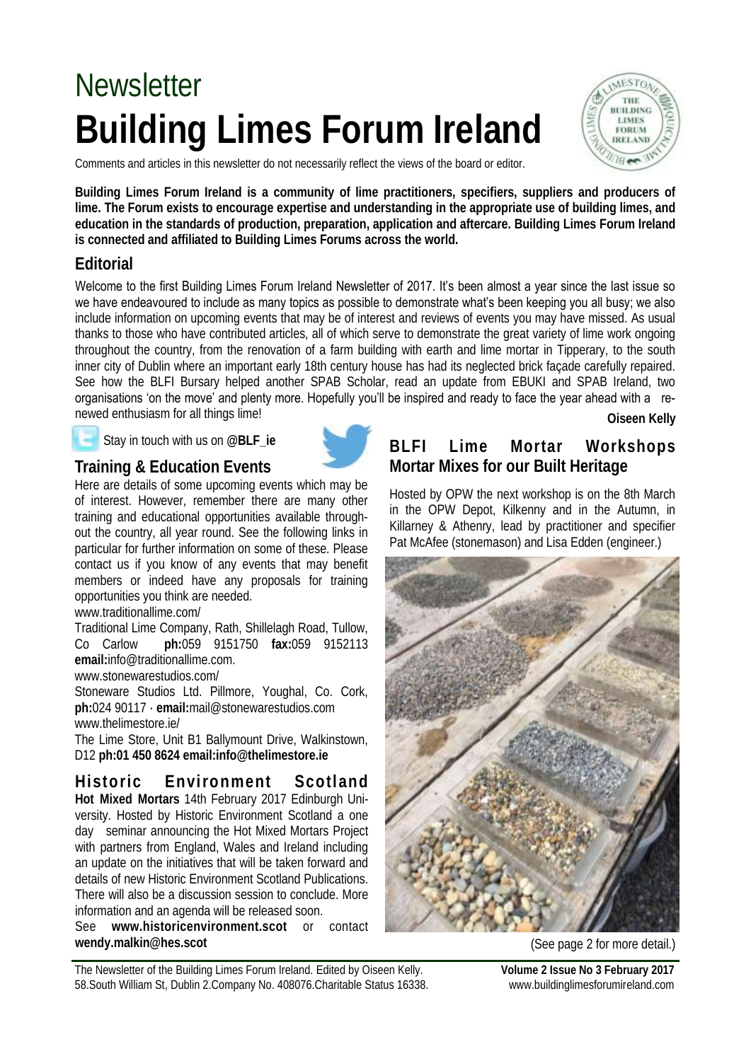# Newsletter
# Building Limes Forum Ireland

Comments and articles in this newsletter do not necessarily reflect the views of the board or editor.

**Building Limes Forum Ireland is a community of lime practitioners, specifiers, suppliers and producers of lime. The Forum exists to encourage expertise and understanding in the appropriate use of building limes, and education in the standards of production, preparation, application and aftercare. Building Limes Forum Ireland is connected and affiliated to Building Limes Forums across the world.**

## Editorial

Welcome to the first Building Limes Forum Ireland Newsletter of 2017. It's been almost a year since the last issue so we have endeavoured to include as many topics as possible to demonstrate what's been keeping you all busy; we also include information on upcoming events that may be of interest and reviews of events you may have missed. As usual thanks to those who have contributed articles, all of which serve to demonstrate the great variety of lime work ongoing throughout the country, from the renovation of a farm building with earth and lime mortar in Tipperary, to the south inner city of Dublin where an important early 18th century house has had its neglected brick façade carefully repaired. See how the BLFI Bursary helped another SPAB Scholar, read an update from EBUKI and SPAB Ireland, two organisations 'on the move' and plenty more. Hopefully you'll be inspired and ready to face the year ahead with a renewed enthusiasm for all things lime!

**Oiseen Kelly**

Stay in touch with us on **@BLF_ie**

## Training & Education Events

Here are details of some upcoming events which may be of interest. However, remember there are many other training and educational opportunities available throughout the country, all year round. See the following links in particular for further information on some of these. Please contact us if you know of any events that may benefit members or indeed have any proposals for training opportunities you think are needed.

www.traditionallime.com/

Traditional Lime Company, Rath, Shillelagh Road, Tullow, Co Carlow **ph:**059 9151750 **fax:**059 9152113 **email:**info@traditionallime.com.

www.stonewarestudios.com/

Stoneware Studios Ltd. Pillmore, Youghal, Co. Cork, **ph:**024 90117 · **email:**mail@stonewarestudios.com

www.thelimestore.ie/

The Lime Store, Unit B1 Ballymount Drive, Walkinstown, D12 **ph:01 450 8624 email:info@thelimestore.ie**

## Historic Environment Scotland

**Hot Mixed Mortars** 14th February 2017 Edinburgh University. Hosted by Historic Environment Scotland a one day seminar announcing the Hot Mixed Mortars Project with partners from England, Wales and Ireland including an update on the initiatives that will be taken forward and details of new Historic Environment Scotland Publications. There will also be a discussion session to conclude. More information and an agenda will be released soon.

See **www.historicenvironment.scot** or contact **wendy.malkin@hes.scot**

## BLFI Lime Mortar Workshops Mortar Mixes for our Built Heritage

Hosted by OPW the next workshop is on the 8th March in the OPW Depot, Kilkenny and in the Autumn, in Killarney & Athenry, lead by practitioner and specifier Pat McAfee (stonemason) and Lisa Edden (engineer.)

(See page 2 for more detail.)

The Newsletter of the Building Limes Forum Ireland. Edited by Oiseen Kelly. 58.South William St, Dublin 2.Company No. 408076.Charitable Status 16338.

**Volume 2 Issue No 3 February 2017**
www.buildinglimesforumireland.com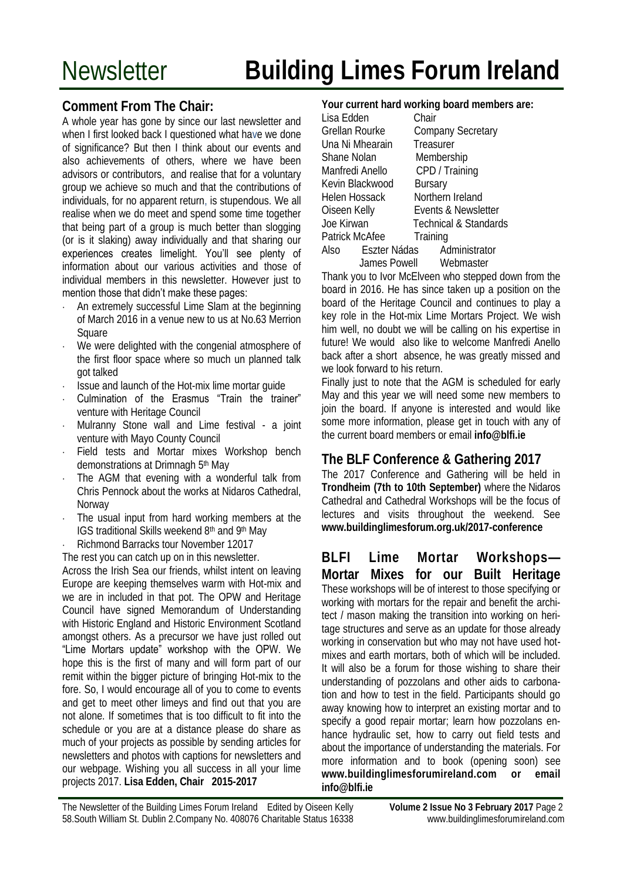# Newsletter **Building Limes Forum Ireland**

## Comment From The Chair:

A whole year has gone by since our last newsletter and when I first looked back I questioned what have we done of significance? But then I think about our events and also achievements of others, where we have been advisors or contributors, and realise that for a voluntary group we achieve so much and that the contributions of individuals, for no apparent return, is stupendous. We all realise when we do meet and spend some time together that being part of a group is much better than slogging (or is it slaking) away individually and that sharing our experiences creates limelight. You'll see plenty of information about our various activities and those of individual members in this newsletter. However just to mention those that didn't make these pages:

- An extremely successful Lime Slam at the beginning of March 2016 in a venue new to us at No.63 Merrion Square
- We were delighted with the congenial atmosphere of the first floor space where so much un planned talk got talked
- Issue and launch of the Hot-mix lime mortar guide
- Culmination of the Erasmus "Train the trainer" venture with Heritage Council
- Mulranny Stone wall and Lime festival - a joint venture with Mayo County Council
- Field tests and Mortar mixes Workshop bench demonstrations at Drimnagh 5th May
- The AGM that evening with a wonderful talk from Chris Pennock about the works at Nidaros Cathedral, Norway
- The usual input from hard working members at the IGS traditional Skills weekend 8th and 9th May
- Richmond Barracks tour November 12017

The rest you can catch up on in this newsletter.

Across the Irish Sea our friends, whilst intent on leaving Europe are keeping themselves warm with Hot-mix and we are in included in that pot. The OPW and Heritage Council have signed Memorandum of Understanding with Historic England and Historic Environment Scotland amongst others. As a precursor we have just rolled out "Lime Mortars update" workshop with the OPW. We hope this is the first of many and will form part of our remit within the bigger picture of bringing Hot-mix to the fore. So, I would encourage all of you to come to events and get to meet other limeys and find out that you are not alone. If sometimes that is too difficult to fit into the schedule or you are at a distance please do share as much of your projects as possible by sending articles for newsletters and photos with captions for newsletters and our webpage. Wishing you all success in all your lime projects 2017. **Lisa Edden, Chair 2015-2017**

**Your current hard working board members are:**

| | |
|---|---|
| Lisa Edden | Chair |
| Grellan Rourke | Company Secretary |
| Una Ni Mhearain | Treasurer |
| Shane Nolan | Membership |
| Manfredi Anello | CPD / Training |
| Kevin Blackwood | Bursary |
| Helen Hossack | Northern Ireland |
| Oiseen Kelly | Events & Newsletter |
| Joe Kirwan | Technical & Standards |
| Patrick McAfee | Training |
| Also Eszter Nádas | Administrator |
| James Powell | Webmaster |

Thank you to Ivor McElveen who stepped down from the board in 2016. He has since taken up a position on the board of the Heritage Council and continues to play a key role in the Hot-mix Lime Mortars Project. We wish him well, no doubt we will be calling on his expertise in future! We would also like to welcome Manfredi Anello back after a short absence, he was greatly missed and we look forward to his return.

Finally just to note that the AGM is scheduled for early May and this year we will need some new members to join the board. If anyone is interested and would like some more information, please get in touch with any of the current board members or email **info@blfi.ie**

## The BLF Conference & Gathering 2017

The 2017 Conference and Gathering will be held in **Trondheim (7th to 10th September)** where the Nidaros Cathedral and Cathedral Workshops will be the focus of lectures and visits throughout the weekend. See **www.buildinglimesforum.org.uk/2017-conference**

## BLFI Lime Mortar Workshops—Mortar Mixes for our Built Heritage

These workshops will be of interest to those specifying or working with mortars for the repair and benefit the architect / mason making the transition into working on heritage structures and serve as an update for those already working in conservation but who may not have used hot-mixes and earth mortars, both of which will be included. It will also be a forum for those wishing to share their understanding of pozzolans and other aids to carbonation and how to test in the field. Participants should go away knowing how to interpret an existing mortar and to specify a good repair mortar; learn how pozzolans enhance hydraulic set, how to carry out field tests and about the importance of understanding the materials. For more information and to book (opening soon) see **www.buildinglimesforumireland.com or email info@blfi.ie**

The Newsletter of the Building Limes Forum Ireland Edited by Oiseen Kelly
58.South William St. Dublin 2.Company No. 408076 Charitable Status 16338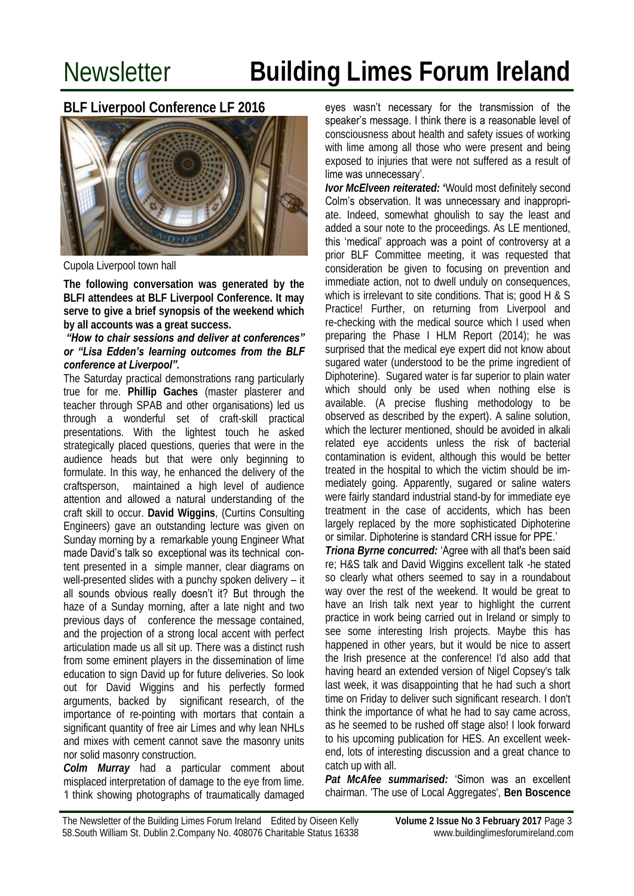# Newsletter **Building Limes Forum Ireland**

## BLF Liverpool Conference LF 2016

Cupola Liverpool town hall

**The following conversation was generated by the BLFI attendees at BLF Liverpool Conference. It may serve to give a brief synopsis of the weekend which by all accounts was a great success.**

***"How to chair sessions and deliver at conferences" or "Lisa Edden's learning outcomes from the BLF conference at Liverpool".***

The Saturday practical demonstrations rang particularly true for me. **Phillip Gaches** (master plasterer and teacher through SPAB and other organisations) led us through a wonderful set of craft-skill practical presentations. With the lightest touch he asked strategically placed questions, queries that were in the audience heads but that were only beginning to formulate. In this way, he enhanced the delivery of the craftsperson, maintained a high level of audience attention and allowed a natural understanding of the craft skill to occur. **David Wiggins**, (Curtins Consulting Engineers) gave an outstanding lecture was given on Sunday morning by a remarkable young Engineer What made David's talk so exceptional was its technical content presented in a simple manner, clear diagrams on well-presented slides with a punchy spoken delivery – it all sounds obvious really doesn't it? But through the haze of a Sunday morning, after a late night and two previous days of conference the message contained, and the projection of a strong local accent with perfect articulation made us all sit up. There was a distinct rush from some eminent players in the dissemination of lime education to sign David up for future deliveries. So look out for David Wiggins and his perfectly formed arguments, backed by significant research, of the importance of re-pointing with mortars that contain a significant quantity of free air Limes and why lean NHLs and mixes with cement cannot save the masonry units nor solid masonry construction.

***Colm Murray*** had a particular comment about misplaced interpretation of damage to the eye from lime. *'*I think showing photographs of traumatically damaged eyes wasn't necessary for the transmission of the speaker's message. I think there is a reasonable level of consciousness about health and safety issues of working with lime among all those who were present and being exposed to injuries that were not suffered as a result of lime was unnecessary'.

***Ivor McElveen reiterated:*** 'Would most definitely second Colm's observation. It was unnecessary and inappropriate. Indeed, somewhat ghoulish to say the least and added a sour note to the proceedings. As LE mentioned, this 'medical' approach was a point of controversy at a prior BLF Committee meeting, it was requested that consideration be given to focusing on prevention and immediate action, not to dwell unduly on consequences, which is irrelevant to site conditions. That is; good H & S Practice! Further, on returning from Liverpool and re-checking with the medical source which I used when preparing the Phase I HLM Report (2014); he was surprised that the medical eye expert did not know about sugared water (understood to be the prime ingredient of Diphoterine). Sugared water is far superior to plain water which should only be used when nothing else is available. (A precise flushing methodology to be observed as described by the expert). A saline solution, which the lecturer mentioned, should be avoided in alkali related eye accidents unless the risk of bacterial contamination is evident, although this would be better treated in the hospital to which the victim should be immediately going. Apparently, sugared or saline waters were fairly standard industrial stand-by for immediate eye treatment in the case of accidents, which has been largely replaced by the more sophisticated Diphoterine or similar. Diphoterine is standard CRH issue for PPE.'

***Triona Byrne concurred:*** 'Agree with all that's been said re; H&S talk and David Wiggins excellent talk -he stated so clearly what others seemed to say in a roundabout way over the rest of the weekend. It would be great to have an Irish talk next year to highlight the current practice in work being carried out in Ireland or simply to see some interesting Irish projects. Maybe this has happened in other years, but it would be nice to assert the Irish presence at the conference! I'd also add that having heard an extended version of Nigel Copsey's talk last week, it was disappointing that he had such a short time on Friday to deliver such significant research. I don't think the importance of what he had to say came across, as he seemed to be rushed off stage also! I look forward to his upcoming publication for HES. An excellent weekend, lots of interesting discussion and a great chance to catch up with all.

***Pat McAfee summarised:*** 'Simon was an excellent chairman. 'The use of Local Aggregates', **Ben Boscence**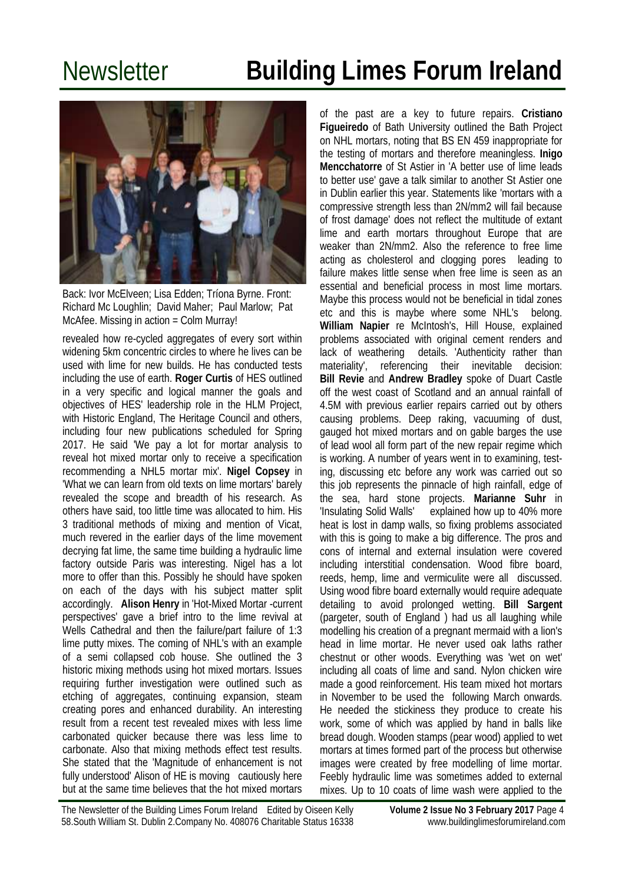Back: Ivor McElveen; Lisa Edden; Tríona Byrne. Front: Richard Mc Loughlin; David Maher; Paul Marlow; Pat McAfee. Missing in action = Colm Murray!

revealed how re-cycled aggregates of every sort within widening 5km concentric circles to where he lives can be used with lime for new builds. He has conducted tests including the use of earth. **Roger Curtis** of HES outlined in a very specific and logical manner the goals and objectives of HES' leadership role in the HLM Project, with Historic England, The Heritage Council and others, including four new publications scheduled for Spring 2017. He said 'We pay a lot for mortar analysis to reveal hot mixed mortar only to receive a specification recommending a NHL5 mortar mix'. **Nigel Copsey** in 'What we can learn from old texts on lime mortars' barely revealed the scope and breadth of his research. As others have said, too little time was allocated to him. His 3 traditional methods of mixing and mention of Vicat, much revered in the earlier days of the lime movement decrying fat lime, the same time building a hydraulic lime factory outside Paris was interesting. Nigel has a lot more to offer than this. Possibly he should have spoken on each of the days with his subject matter split accordingly. **Alison Henry** in 'Hot-Mixed Mortar -current perspectives' gave a brief intro to the lime revival at Wells Cathedral and then the failure/part failure of 1:3 lime putty mixes. The coming of NHL's with an example of a semi collapsed cob house. She outlined the 3 historic mixing methods using hot mixed mortars. Issues requiring further investigation were outlined such as etching of aggregates, continuing expansion, steam creating pores and enhanced durability. An interesting result from a recent test revealed mixes with less lime carbonated quicker because there was less lime to carbonate. Also that mixing methods effect test results. She stated that the 'Magnitude of enhancement is not fully understood' Alison of HE is moving cautiously here but at the same time believes that the hot mixed mortars of the past are a key to future repairs. **Cristiano Figueiredo** of Bath University outlined the Bath Project on NHL mortars, noting that BS EN 459 inappropriate for the testing of mortars and therefore meaningless. **Inigo Mencchatorre** of St Astier in 'A better use of lime leads to better use' gave a talk similar to another St Astier one in Dublin earlier this year. Statements like 'mortars with a compressive strength less than 2N/mm2 will fail because of frost damage' does not reflect the multitude of extant lime and earth mortars throughout Europe that are weaker than 2N/mm2. Also the reference to free lime acting as cholesterol and clogging pores leading to failure makes little sense when free lime is seen as an essential and beneficial process in most lime mortars. Maybe this process would not be beneficial in tidal zones etc and this is maybe where some NHL's belong. **William Napier** re McIntosh's, Hill House, explained problems associated with original cement renders and lack of weathering details. 'Authenticity rather than materiality', referencing their inevitable decision: **Bill Revie** and **Andrew Bradley** spoke of Duart Castle off the west coast of Scotland and an annual rainfall of 4.5M with previous earlier repairs carried out by others causing problems. Deep raking, vacuuming of dust, gauged hot mixed mortars and on gable barges the use of lead wool all form part of the new repair regime which is working. A number of years went in to examining, testing, discussing etc before any work was carried out so this job represents the pinnacle of high rainfall, edge of the sea, hard stone projects. **Marianne Suhr** in 'Insulating Solid Walls' explained how up to 40% more heat is lost in damp walls, so fixing problems associated with this is going to make a big difference. The pros and cons of internal and external insulation were covered including interstitial condensation. Wood fibre board, reeds, hemp, lime and vermiculite were all discussed. Using wood fibre board externally would require adequate detailing to avoid prolonged wetting. **Bill Sargent** (pargeter, south of England ) had us all laughing while modelling his creation of a pregnant mermaid with a lion's head in lime mortar. He never used oak laths rather chestnut or other woods. Everything was 'wet on wet' including all coats of lime and sand. Nylon chicken wire made a good reinforcement. His team mixed hot mortars in November to be used the following March onwards. He needed the stickiness they produce to create his work, some of which was applied by hand in balls like bread dough. Wooden stamps (pear wood) applied to wet mortars at times formed part of the process but otherwise images were created by free modelling of lime mortar. Feebly hydraulic lime was sometimes added to external mixes. Up to 10 coats of lime wash were applied to the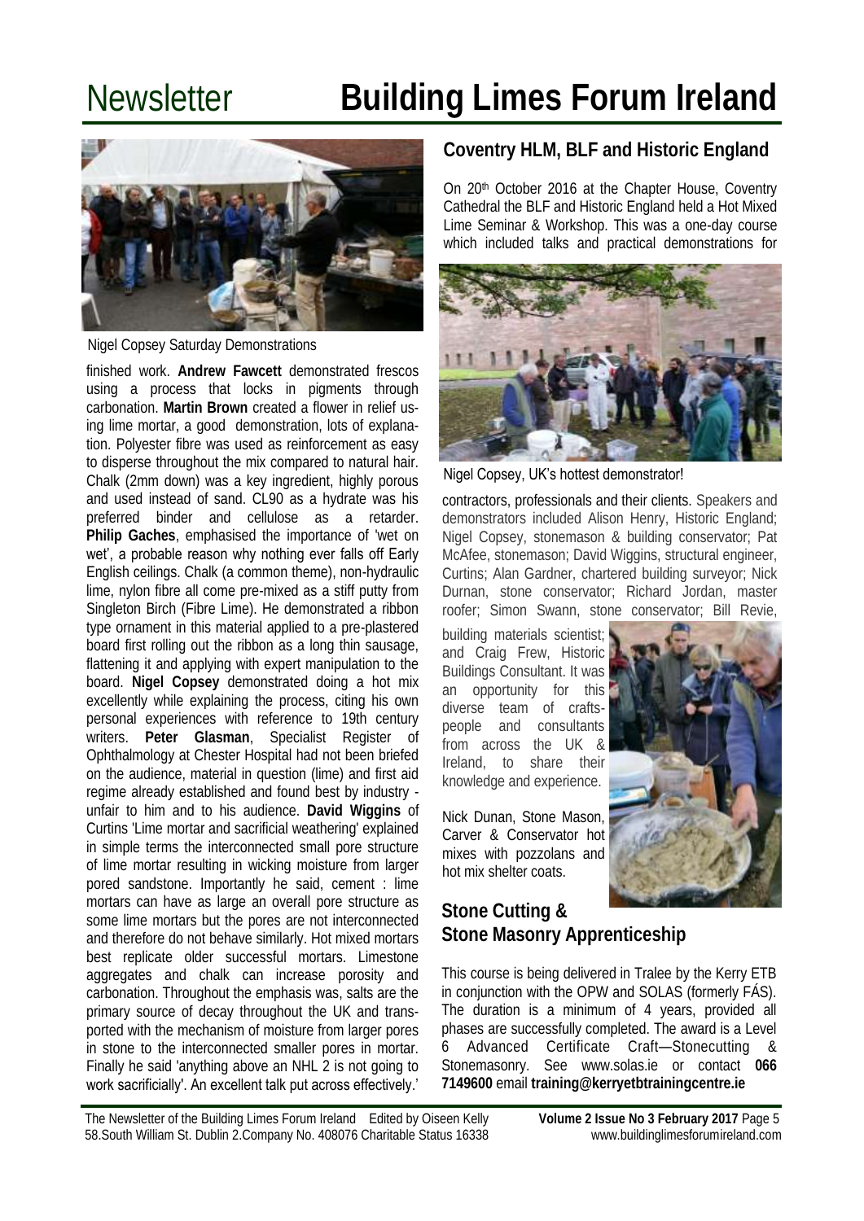# Newsletter **Building Limes Forum Ireland**

Nigel Copsey Saturday Demonstrations

finished work. **Andrew Fawcett** demonstrated frescos using a process that locks in pigments through carbonation. **Martin Brown** created a flower in relief using lime mortar, a good demonstration, lots of explanation. Polyester fibre was used as reinforcement as easy to disperse throughout the mix compared to natural hair. Chalk (2mm down) was a key ingredient, highly porous and used instead of sand. CL90 as a hydrate was his preferred binder and cellulose as a retarder. **Philip Gaches**, emphasised the importance of 'wet on wet', a probable reason why nothing ever falls off Early English ceilings. Chalk (a common theme), non-hydraulic lime, nylon fibre all come pre-mixed as a stiff putty from Singleton Birch (Fibre Lime). He demonstrated a ribbon type ornament in this material applied to a pre-plastered board first rolling out the ribbon as a long thin sausage, flattening it and applying with expert manipulation to the board. **Nigel Copsey** demonstrated doing a hot mix excellently while explaining the process, citing his own personal experiences with reference to 19th century writers. **Peter Glasman**, Specialist Register of Ophthalmology at Chester Hospital had not been briefed on the audience, material in question (lime) and first aid regime already established and found best by industry - unfair to him and to his audience. **David Wiggins** of Curtins 'Lime mortar and sacrificial weathering' explained in simple terms the interconnected small pore structure of lime mortar resulting in wicking moisture from larger pored sandstone. Importantly he said, cement : lime mortars can have as large an overall pore structure as some lime mortars but the pores are not interconnected and therefore do not behave similarly. Hot mixed mortars best replicate older successful mortars. Limestone aggregates and chalk can increase porosity and carbonation. Throughout the emphasis was, salts are the primary source of decay throughout the UK and transported with the mechanism of moisture from larger pores in stone to the interconnected smaller pores in mortar. Finally he said 'anything above an NHL 2 is not going to work sacrificially'. An excellent talk put across effectively.'

## Coventry HLM, BLF and Historic England

On 20th October 2016 at the Chapter House, Coventry Cathedral the BLF and Historic England held a Hot Mixed Lime Seminar & Workshop. This was a one-day course which included talks and practical demonstrations for contractors, professionals and their clients. Speakers and demonstrators included Alison Henry, Historic England; Nigel Copsey, stonemason & building conservator; Pat McAfee, stonemason; David Wiggins, structural engineer, Curtins; Alan Gardner, chartered building surveyor; Nick Durnan, stone conservator; Richard Jordan, master roofer; Simon Swann, stone conservator; Bill Revie, building materials scientist; and Craig Frew, Historic Buildings Consultant. It was an opportunity for this diverse team of crafts-people and consultants from across the UK & Ireland, to share their knowledge and experience.

Nigel Copsey, UK's hottest demonstrator!

Nick Dunan, Stone Mason, Carver & Conservator hot mixes with pozzolans and hot mix shelter coats.

## Stone Cutting & Stone Masonry Apprenticeship

This course is being delivered in Tralee by the Kerry ETB in conjunction with the OPW and SOLAS (formerly FÁS). The duration is a minimum of 4 years, provided all phases are successfully completed. The award is a Level 6 Advanced Certificate Craft—Stonecutting & Stonemasonry. See www.solas.ie or contact **066 7149600** email **training@kerryetbtrainingcentre.ie**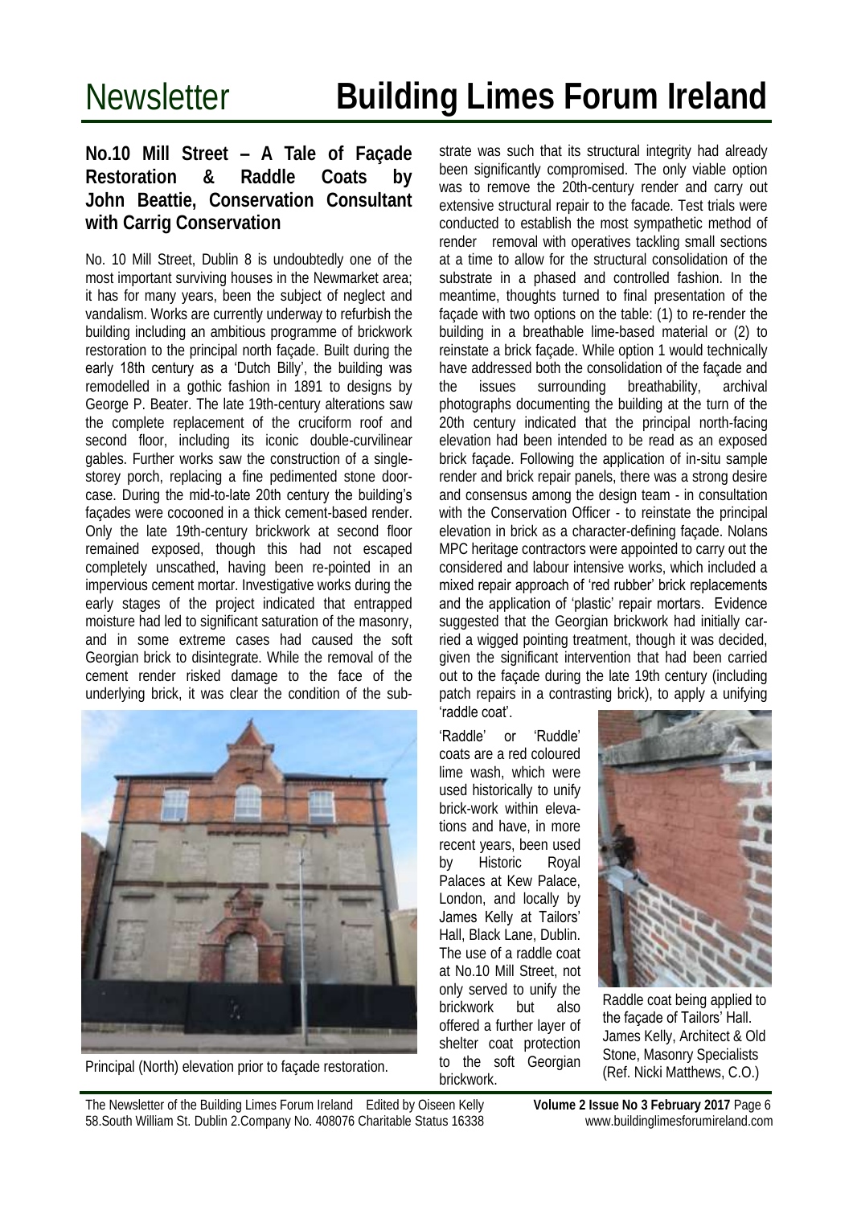## No.10 Mill Street – A Tale of Façade Restoration & Raddle Coats by John Beattie, Conservation Consultant with Carrig Conservation

No. 10 Mill Street, Dublin 8 is undoubtedly one of the most important surviving houses in the Newmarket area; it has for many years, been the subject of neglect and vandalism. Works are currently underway to refurbish the building including an ambitious programme of brickwork restoration to the principal north façade. Built during the early 18th century as a 'Dutch Billy', the building was remodelled in a gothic fashion in 1891 to designs by George P. Beater. The late 19th-century alterations saw the complete replacement of the cruciform roof and second floor, including its iconic double-curvilinear gables. Further works saw the construction of a single-storey porch, replacing a fine pedimented stone doorcase. During the mid-to-late 20th century the building's façades were cocooned in a thick cement-based render. Only the late 19th-century brickwork at second floor remained exposed, though this had not escaped completely unscathed, having been re-pointed in an impervious cement mortar. Investigative works during the early stages of the project indicated that entrapped moisture had led to significant saturation of the masonry, and in some extreme cases had caused the soft Georgian brick to disintegrate. While the removal of the cement render risked damage to the face of the underlying brick, it was clear the condition of the substrate was such that its structural integrity had already been significantly compromised. The only viable option was to remove the 20th-century render and carry out extensive structural repair to the facade. Test trials were conducted to establish the most sympathetic method of render removal with operatives tackling small sections at a time to allow for the structural consolidation of the substrate in a phased and controlled fashion. In the meantime, thoughts turned to final presentation of the façade with two options on the table: (1) to re-render the building in a breathable lime-based material or (2) to reinstate a brick façade. While option 1 would technically have addressed both the consolidation of the façade and the issues surrounding breathability, archival photographs documenting the building at the turn of the 20th century indicated that the principal north-facing elevation had been intended to be read as an exposed brick façade. Following the application of in-situ sample render and brick repair panels, there was a strong desire and consensus among the design team - in consultation with the Conservation Officer - to reinstate the principal elevation in brick as a character-defining façade. Nolans MPC heritage contractors were appointed to carry out the considered and labour intensive works, which included a mixed repair approach of 'red rubber' brick replacements and the application of 'plastic' repair mortars. Evidence suggested that the Georgian brickwork had initially carried a wigged pointing treatment, though it was decided, given the significant intervention that had been carried out to the façade during the late 19th century (including patch repairs in a contrasting brick), to apply a unifying 'raddle coat'.

Principal (North) elevation prior to façade restoration.

'Raddle' or 'Ruddle' coats are a red coloured lime wash, which were used historically to unify brick-work within elevations and have, in more recent years, been used by Historic Royal Palaces at Kew Palace, London, and locally by James Kelly at Tailors' Hall, Black Lane, Dublin. The use of a raddle coat at No.10 Mill Street, not only served to unify the brickwork but also offered a further layer of shelter coat protection to the soft Georgian brickwork.

Raddle coat being applied to the façade of Tailors' Hall. James Kelly, Architect & Old Stone, Masonry Specialists (Ref. Nicki Matthews, C.O.)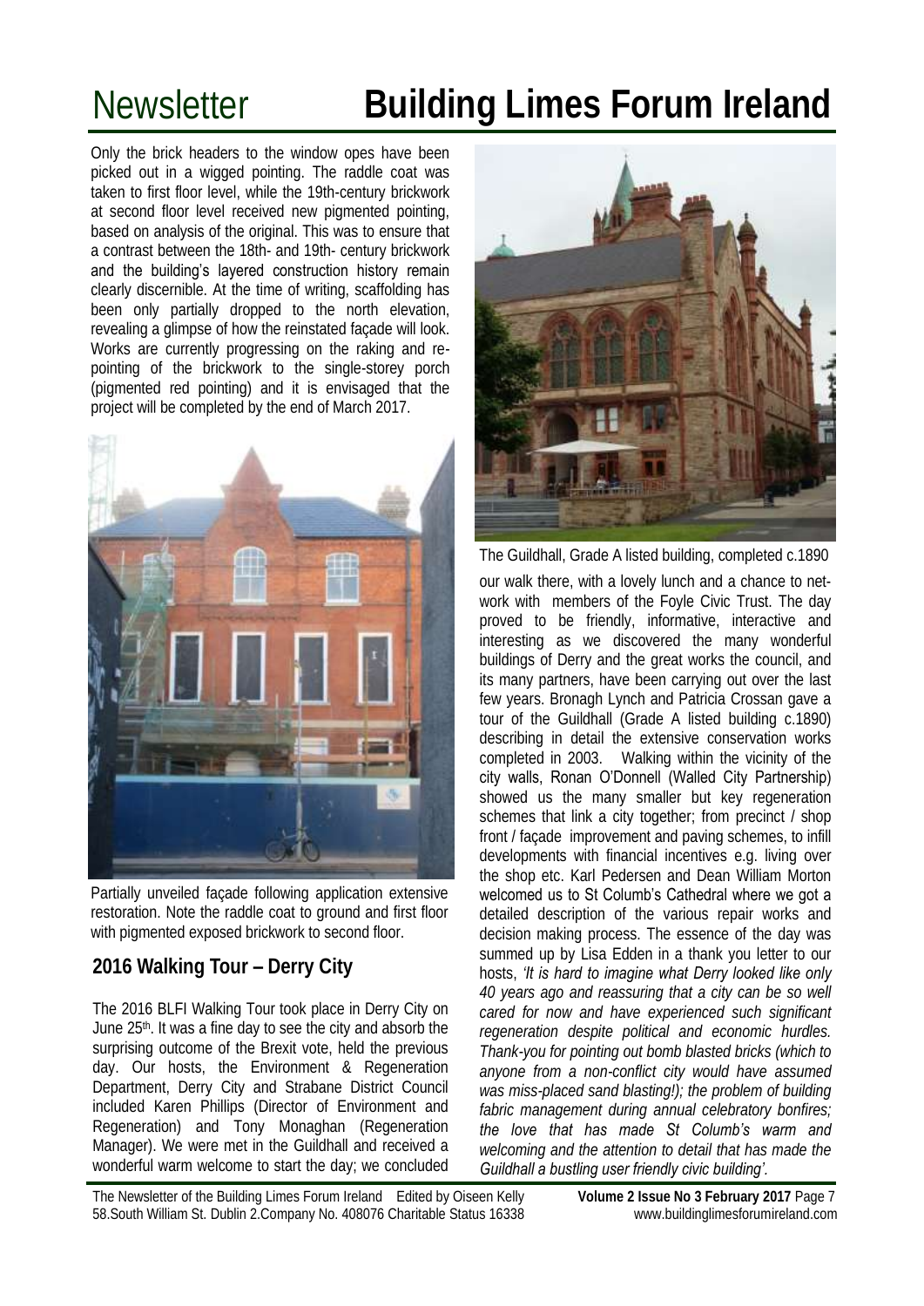Only the brick headers to the window opes have been picked out in a wigged pointing. The raddle coat was taken to first floor level, while the 19th-century brickwork at second floor level received new pigmented pointing, based on analysis of the original. This was to ensure that a contrast between the 18th- and 19th- century brickwork and the building's layered construction history remain clearly discernible. At the time of writing, scaffolding has been only partially dropped to the north elevation, revealing a glimpse of how the reinstated façade will look. Works are currently progressing on the raking and re-pointing of the brickwork to the single-storey porch (pigmented red pointing) and it is envisaged that the project will be completed by the end of March 2017.

Partially unveiled façade following application extensive restoration. Note the raddle coat to ground and first floor with pigmented exposed brickwork to second floor.

## 2016 Walking Tour – Derry City

The 2016 BLFI Walking Tour took place in Derry City on June 25th. It was a fine day to see the city and absorb the surprising outcome of the Brexit vote, held the previous day. Our hosts, the Environment & Regeneration Department, Derry City and Strabane District Council included Karen Phillips (Director of Environment and Regeneration) and Tony Monaghan (Regeneration Manager). We were met in the Guildhall and received a wonderful warm welcome to start the day; we concluded our walk there, with a lovely lunch and a chance to network with members of the Foyle Civic Trust. The day proved to be friendly, informative, interactive and interesting as we discovered the many wonderful buildings of Derry and the great works the council, and its many partners, have been carrying out over the last few years. Bronagh Lynch and Patricia Crossan gave a tour of the Guildhall (Grade A listed building c.1890) describing in detail the extensive conservation works completed in 2003. Walking within the vicinity of the city walls, Ronan O'Donnell (Walled City Partnership) showed us the many smaller but key regeneration schemes that link a city together; from precinct / shop front / façade improvement and paving schemes, to infill developments with financial incentives e.g. living over the shop etc. Karl Pedersen and Dean William Morton welcomed us to St Columb's Cathedral where we got a detailed description of the various repair works and decision making process. The essence of the day was summed up by Lisa Edden in a thank you letter to our hosts, *'It is hard to imagine what Derry looked like only 40 years ago and reassuring that a city can be so well cared for now and have experienced such significant regeneration despite political and economic hurdles. Thank-you for pointing out bomb blasted bricks (which to anyone from a non-conflict city would have assumed was miss-placed sand blasting!); the problem of building fabric management during annual celebratory bonfires; the love that has made St Columb's warm and welcoming and the attention to detail that has made the Guildhall a bustling user friendly civic building'.*

The Guildhall, Grade A listed building, completed c.1890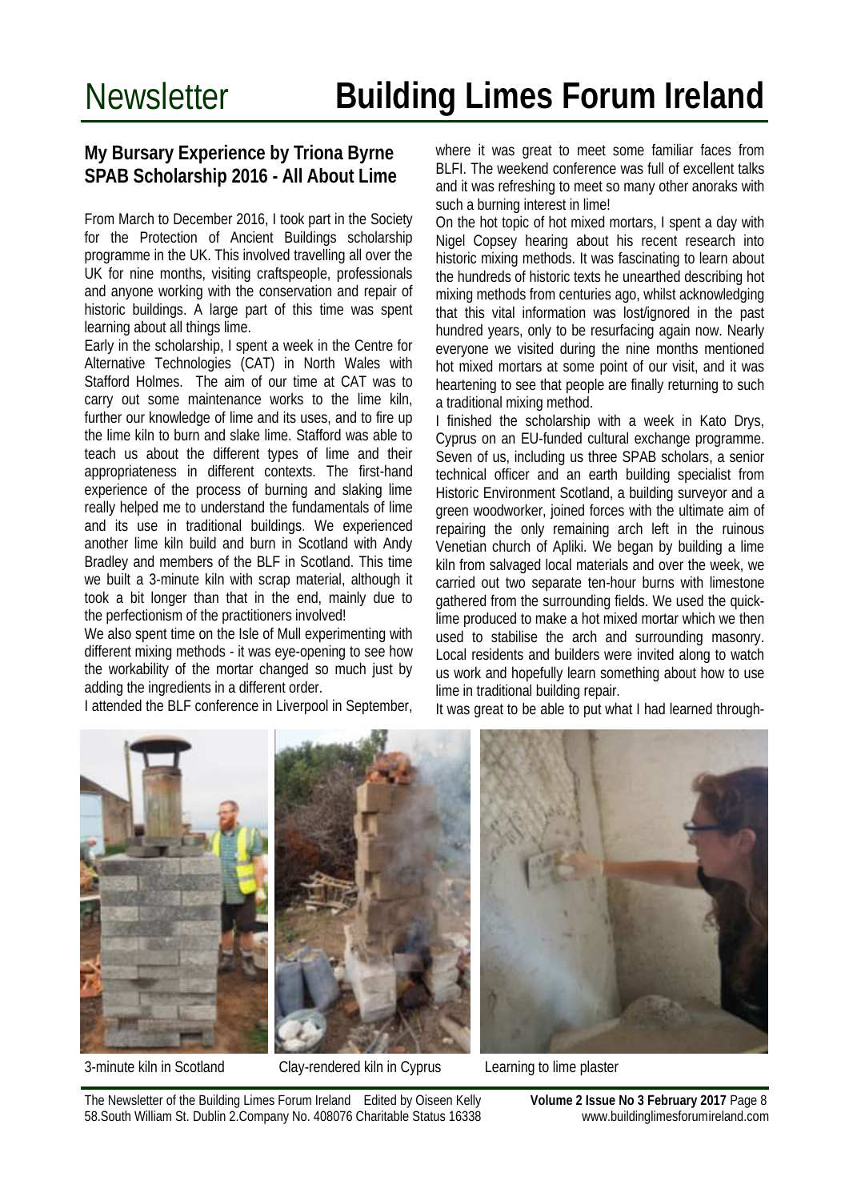## My Bursary Experience by Triona Byrne SPAB Scholarship 2016 - All About Lime

From March to December 2016, I took part in the Society for the Protection of Ancient Buildings scholarship programme in the UK. This involved travelling all over the UK for nine months, visiting craftspeople, professionals and anyone working with the conservation and repair of historic buildings. A large part of this time was spent learning about all things lime.

Early in the scholarship, I spent a week in the Centre for Alternative Technologies (CAT) in North Wales with Stafford Holmes. The aim of our time at CAT was to carry out some maintenance works to the lime kiln, further our knowledge of lime and its uses, and to fire up the lime kiln to burn and slake lime. Stafford was able to teach us about the different types of lime and their appropriateness in different contexts. The first-hand experience of the process of burning and slaking lime really helped me to understand the fundamentals of lime and its use in traditional buildings. We experienced another lime kiln build and burn in Scotland with Andy Bradley and members of the BLF in Scotland. This time we built a 3-minute kiln with scrap material, although it took a bit longer than that in the end, mainly due to the perfectionism of the practitioners involved!

We also spent time on the Isle of Mull experimenting with different mixing methods - it was eye-opening to see how the workability of the mortar changed so much just by adding the ingredients in a different order.

I attended the BLF conference in Liverpool in September, where it was great to meet some familiar faces from BLFI. The weekend conference was full of excellent talks and it was refreshing to meet so many other anoraks with such a burning interest in lime!

On the hot topic of hot mixed mortars, I spent a day with Nigel Copsey hearing about his recent research into historic mixing methods. It was fascinating to learn about the hundreds of historic texts he unearthed describing hot mixing methods from centuries ago, whilst acknowledging that this vital information was lost/ignored in the past hundred years, only to be resurfacing again now. Nearly everyone we visited during the nine months mentioned hot mixed mortars at some point of our visit, and it was heartening to see that people are finally returning to such a traditional mixing method.

I finished the scholarship with a week in Kato Drys, Cyprus on an EU-funded cultural exchange programme. Seven of us, including us three SPAB scholars, a senior technical officer and an earth building specialist from Historic Environment Scotland, a building surveyor and a green woodworker, joined forces with the ultimate aim of repairing the only remaining arch left in the ruinous Venetian church of Apliki. We began by building a lime kiln from salvaged local materials and over the week, we carried out two separate ten-hour burns with limestone gathered from the surrounding fields. We used the quick-lime produced to make a hot mixed mortar which we then used to stabilise the arch and surrounding masonry. Local residents and builders were invited along to watch us work and hopefully learn something about how to use lime in traditional building repair.

It was great to be able to put what I had learned through-

3-minute kiln in Scotland

Clay-rendered kiln in Cyprus

Learning to lime plaster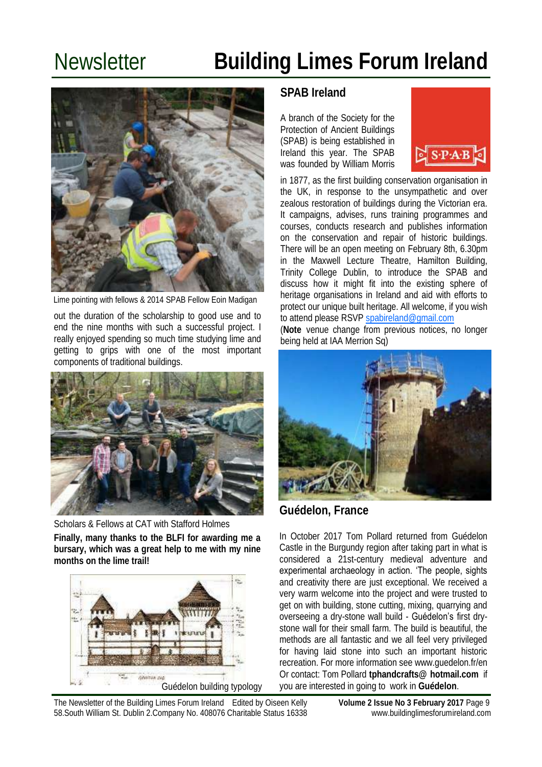Lime pointing with fellows & 2014 SPAB Fellow Eoin Madigan

out the duration of the scholarship to good use and to end the nine months with such a successful project. I really enjoyed spending so much time studying lime and getting to grips with one of the most important components of traditional buildings.

Scholars & Fellows at CAT with Stafford Holmes

**Finally, many thanks to the BLFI for awarding me a bursary, which was a great help to me with my nine months on the lime trail!**

Guédelon building typology

## SPAB Ireland

A branch of the Society for the Protection of Ancient Buildings (SPAB) is being established in Ireland this year. The SPAB was founded by William Morris in 1877, as the first building conservation organisation in the UK, in response to the unsympathetic and over zealous restoration of buildings during the Victorian era. It campaigns, advises, runs training programmes and courses, conducts research and publishes information on the conservation and repair of historic buildings. There will be an open meeting on February 8th, 6.30pm in the Maxwell Lecture Theatre, Hamilton Building, Trinity College Dublin, to introduce the SPAB and discuss how it might fit into the existing sphere of heritage organisations in Ireland and aid with efforts to protect our unique built heritage. All welcome, if you wish to attend please RSVP spabireland@gmail.com

(**Note** venue change from previous notices, no longer being held at IAA Merrion Sq)

## Guédelon, France

In October 2017 Tom Pollard returned from Guédelon Castle in the Burgundy region after taking part in what is considered a 21st-century medieval adventure and experimental archaeology in action. 'The people, sights and creativity there are just exceptional. We received a very warm welcome into the project and were trusted to get on with building, stone cutting, mixing, quarrying and overseeing a dry-stone wall build - Guédelon's first dry-stone wall for their small farm. The build is beautiful, the methods are all fantastic and we all feel very privileged for having laid stone into such an important historic recreation. For more information see www.guedelon.fr/en Or contact: Tom Pollard **tphandcrafts@ hotmail.com** if you are interested in going to work in **Guédelon**.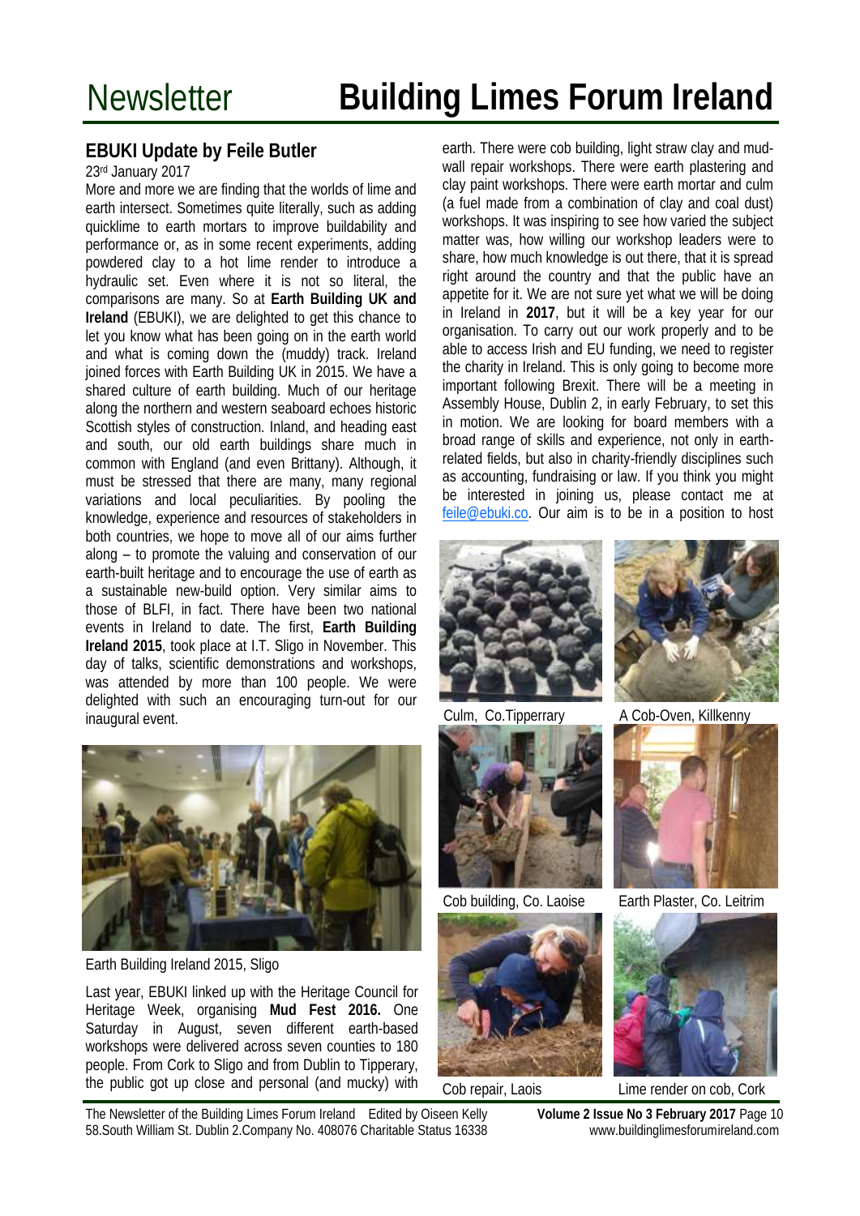## EBUKI Update by Feile Butler

23rd January 2017

More and more we are finding that the worlds of lime and earth intersect. Sometimes quite literally, such as adding quicklime to earth mortars to improve buildability and performance or, as in some recent experiments, adding powdered clay to a hot lime render to introduce a hydraulic set. Even where it is not so literal, the comparisons are many. So at **Earth Building UK and Ireland** (EBUKI), we are delighted to get this chance to let you know what has been going on in the earth world and what is coming down the (muddy) track. Ireland joined forces with Earth Building UK in 2015. We have a shared culture of earth building. Much of our heritage along the northern and western seaboard echoes historic Scottish styles of construction. Inland, and heading east and south, our old earth buildings share much in common with England (and even Brittany). Although, it must be stressed that there are many, many regional variations and local peculiarities. By pooling the knowledge, experience and resources of stakeholders in both countries, we hope to move all of our aims further along – to promote the valuing and conservation of our earth-built heritage and to encourage the use of earth as a sustainable new-build option. Very similar aims to those of BLFI, in fact. There have been two national events in Ireland to date. The first, **Earth Building Ireland 2015**, took place at I.T. Sligo in November. This day of talks, scientific demonstrations and workshops, was attended by more than 100 people. We were delighted with such an encouraging turn-out for our inaugural event.

Earth Building Ireland 2015, Sligo

Last year, EBUKI linked up with the Heritage Council for Heritage Week, organising **Mud Fest 2016.** One Saturday in August, seven different earth-based workshops were delivered across seven counties to 180 people. From Cork to Sligo and from Dublin to Tipperary, the public got up close and personal (and mucky) with earth. There were cob building, light straw clay and mud-wall repair workshops. There were earth plastering and clay paint workshops. There were earth mortar and culm (a fuel made from a combination of clay and coal dust) workshops. It was inspiring to see how varied the subject matter was, how willing our workshop leaders were to share, how much knowledge is out there, that it is spread right around the country and that the public have an appetite for it. We are not sure yet what we will be doing in Ireland in **2017**, but it will be a key year for our organisation. To carry out our work properly and to be able to access Irish and EU funding, we need to register the charity in Ireland. This is only going to become more important following Brexit. There will be a meeting in Assembly House, Dublin 2, in early February, to set this in motion. We are looking for board members with a broad range of skills and experience, not only in earth-related fields, but also in charity-friendly disciplines such as accounting, fundraising or law. If you think you might be interested in joining us, please contact me at feile@ebuki.co. Our aim is to be in a position to host

Culm, Co.Tipperary

A Cob-Oven, Killkenny

Cob building, Co. Laoise

Earth Plaster, Co. Leitrim

Cob repair, Laois

Lime render on cob, Cork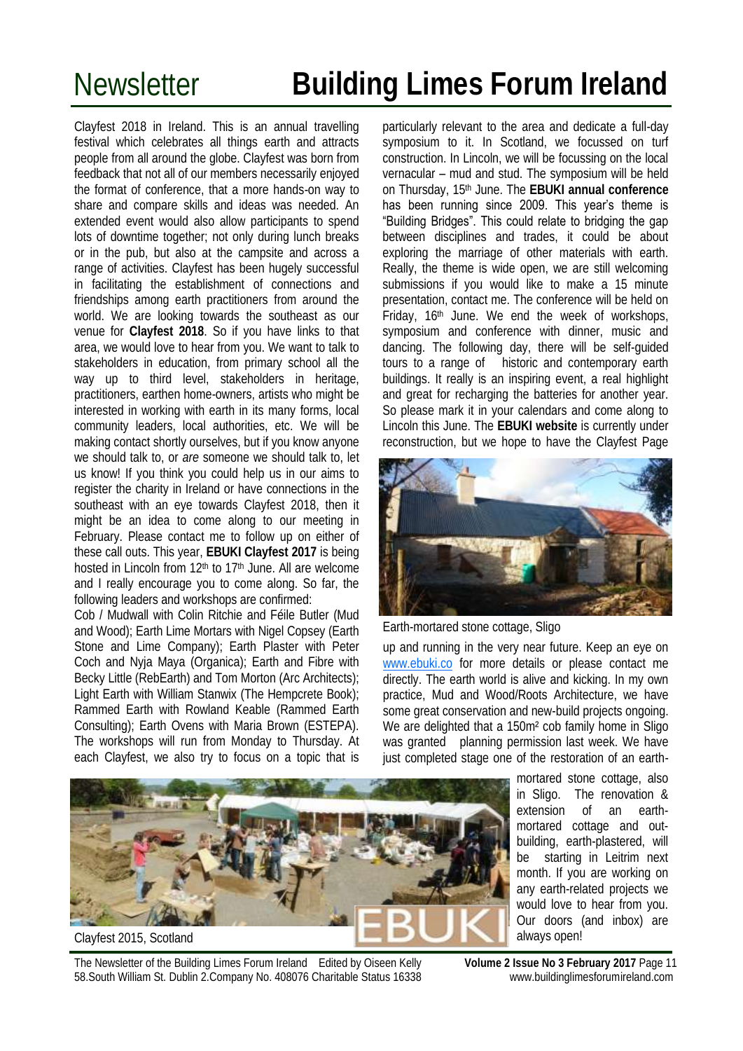Clayfest 2018 in Ireland. This is an annual travelling festival which celebrates all things earth and attracts people from all around the globe. Clayfest was born from feedback that not all of our members necessarily enjoyed the format of conference, that a more hands-on way to share and compare skills and ideas was needed. An extended event would also allow participants to spend lots of downtime together; not only during lunch breaks or in the pub, but also at the campsite and across a range of activities. Clayfest has been hugely successful in facilitating the establishment of connections and friendships among earth practitioners from around the world. We are looking towards the southeast as our venue for **Clayfest 2018**. So if you have links to that area, we would love to hear from you. We want to talk to stakeholders in education, from primary school all the way up to third level, stakeholders in heritage, practitioners, earthen home-owners, artists who might be interested in working with earth in its many forms, local community leaders, local authorities, etc. We will be making contact shortly ourselves, but if you know anyone we should talk to, or *are* someone we should talk to, let us know! If you think you could help us in our aims to register the charity in Ireland or have connections in the southeast with an eye towards Clayfest 2018, then it might be an idea to come along to our meeting in February. Please contact me to follow up on either of these call outs. This year, **EBUKI Clayfest 2017** is being hosted in Lincoln from 12th to 17th June. All are welcome and I really encourage you to come along. So far, the following leaders and workshops are confirmed:

Cob / Mudwall with Colin Ritchie and Féile Butler (Mud and Wood); Earth Lime Mortars with Nigel Copsey (Earth Stone and Lime Company); Earth Plaster with Peter Coch and Nyja Maya (Organica); Earth and Fibre with Becky Little (RebEarth) and Tom Morton (Arc Architects); Light Earth with William Stanwix (The Hempcrete Book); Rammed Earth with Rowland Keable (Rammed Earth Consulting); Earth Ovens with Maria Brown (ESTEPA). The workshops will run from Monday to Thursday. At each Clayfest, we also try to focus on a topic that is particularly relevant to the area and dedicate a full-day symposium to it. In Scotland, we focussed on turf construction. In Lincoln, we will be focussing on the local vernacular – mud and stud. The symposium will be held on Thursday, 15th June. The **EBUKI annual conference** has been running since 2009. This year's theme is "Building Bridges". This could relate to bridging the gap between disciplines and trades, it could be about exploring the marriage of other materials with earth. Really, the theme is wide open, we are still welcoming submissions if you would like to make a 15 minute presentation, contact me. The conference will be held on Friday, 16th June. We end the week of workshops, symposium and conference with dinner, music and dancing. The following day, there will be self-guided tours to a range of historic and contemporary earth buildings. It really is an inspiring event, a real highlight and great for recharging the batteries for another year. So please mark it in your calendars and come along to Lincoln this June. The **EBUKI website** is currently under reconstruction, but we hope to have the Clayfest Page up and running in the very near future. Keep an eye on www.ebuki.co for more details or please contact me directly. The earth world is alive and kicking. In my own practice, Mud and Wood/Roots Architecture, we have some great conservation and new-build projects ongoing. We are delighted that a 150m² cob family home in Sligo was granted planning permission last week. We have just completed stage one of the restoration of an earth-mortared stone cottage, also in Sligo. The renovation & extension of an earth-mortared cottage and out-building, earth-plastered, will be starting in Leitrim next month. If you are working on any earth-related projects we would love to hear from you. Our doors (and inbox) are always open!

Earth-mortared stone cottage, Sligo

Clayfest 2015, Scotland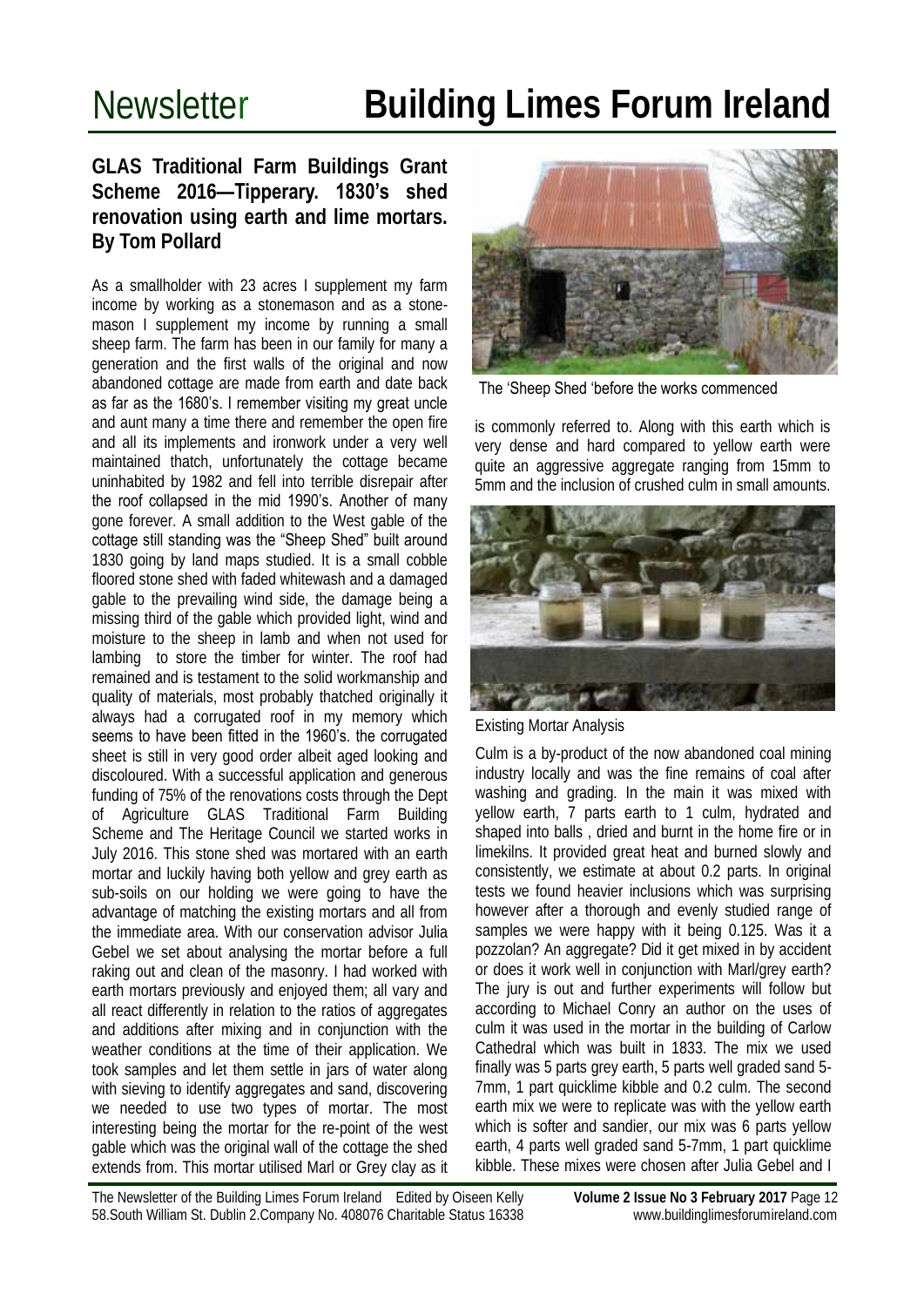## GLAS Traditional Farm Buildings Grant Scheme 2016—Tipperary. 1830's shed renovation using earth and lime mortars. By Tom Pollard

As a smallholder with 23 acres I supplement my farm income by working as a stonemason and as a stone-mason I supplement my income by running a small sheep farm. The farm has been in our family for many a generation and the first walls of the original and now abandoned cottage are made from earth and date back as far as the 1680's. I remember visiting my great uncle and aunt many a time there and remember the open fire and all its implements and ironwork under a very well maintained thatch, unfortunately the cottage became uninhabited by 1982 and fell into terrible disrepair after the roof collapsed in the mid 1990's. Another of many gone forever. A small addition to the West gable of the cottage still standing was the "Sheep Shed" built around 1830 going by land maps studied. It is a small cobble floored stone shed with faded whitewash and a damaged gable to the prevailing wind side, the damage being a missing third of the gable which provided light, wind and moisture to the sheep in lamb and when not used for lambing to store the timber for winter. The roof had remained and is testament to the solid workmanship and quality of materials, most probably thatched originally it always had a corrugated roof in my memory which seems to have been fitted in the 1960's. the corrugated sheet is still in very good order albeit aged looking and discoloured. With a successful application and generous funding of 75% of the renovations costs through the Dept of Agriculture GLAS Traditional Farm Building Scheme and The Heritage Council we started works in July 2016. This stone shed was mortared with an earth mortar and luckily having both yellow and grey earth as sub-soils on our holding we were going to have the advantage of matching the existing mortars and all from the immediate area. With our conservation advisor Julia Gebel we set about analysing the mortar before a full raking out and clean of the masonry. I had worked with earth mortars previously and enjoyed them; all vary and all react differently in relation to the ratios of aggregates and additions after mixing and in conjunction with the weather conditions at the time of their application. We took samples and let them settle in jars of water along with sieving to identify aggregates and sand, discovering we needed to use two types of mortar. The most interesting being the mortar for the re-point of the west gable which was the original wall of the cottage the shed extends from. This mortar utilised Marl or Grey clay as it is commonly referred to. Along with this earth which is very dense and hard compared to yellow earth were quite an aggressive aggregate ranging from 15mm to 5mm and the inclusion of crushed culm in small amounts.

The 'Sheep Shed 'before the works commenced

Existing Mortar Analysis

Culm is a by-product of the now abandoned coal mining industry locally and was the fine remains of coal after washing and grading. In the main it was mixed with yellow earth, 7 parts earth to 1 culm, hydrated and shaped into balls , dried and burnt in the home fire or in limekilns. It provided great heat and burned slowly and consistently, we estimate at about 0.2 parts. In original tests we found heavier inclusions which was surprising however after a thorough and evenly studied range of samples we were happy with it being 0.125. Was it a pozzolan? An aggregate? Did it get mixed in by accident or does it work well in conjunction with Marl/grey earth? The jury is out and further experiments will follow but according to Michael Conry an author on the uses of culm it was used in the mortar in the building of Carlow Cathedral which was built in 1833. The mix we used finally was 5 parts grey earth, 5 parts well graded sand 5-7mm, 1 part quicklime kibble and 0.2 culm. The second earth mix we were to replicate was with the yellow earth which is softer and sandier, our mix was 6 parts yellow earth, 4 parts well graded sand 5-7mm, 1 part quicklime kibble. These mixes were chosen after Julia Gebel and I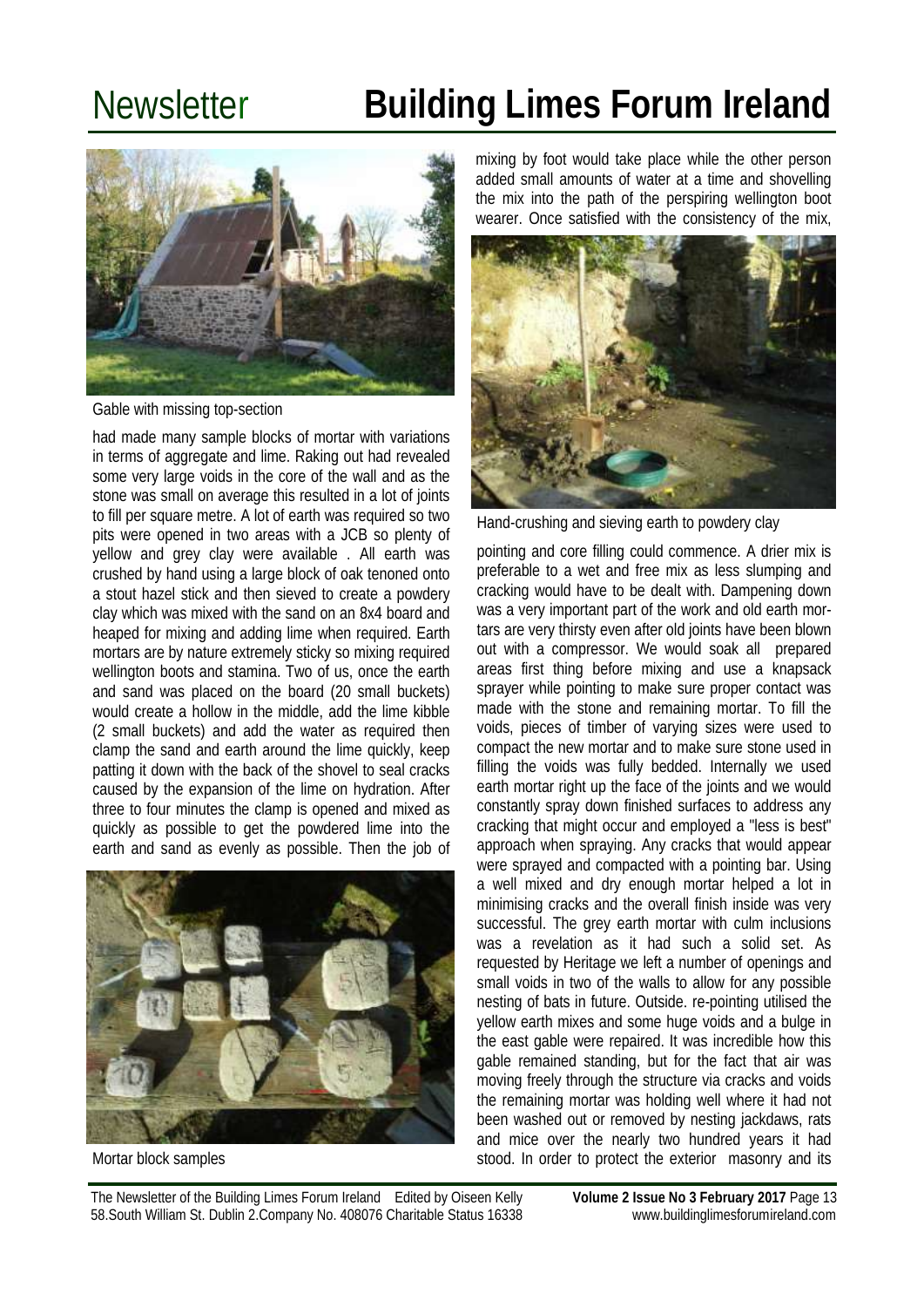Gable with missing top-section

had made many sample blocks of mortar with variations in terms of aggregate and lime. Raking out had revealed some very large voids in the core of the wall and as the stone was small on average this resulted in a lot of joints to fill per square metre. A lot of earth was required so two pits were opened in two areas with a JCB so plenty of yellow and grey clay were available . All earth was crushed by hand using a large block of oak tenoned onto a stout hazel stick and then sieved to create a powdery clay which was mixed with the sand on an 8x4 board and heaped for mixing and adding lime when required. Earth mortars are by nature extremely sticky so mixing required wellington boots and stamina. Two of us, once the earth and sand was placed on the board (20 small buckets) would create a hollow in the middle, add the lime kibble (2 small buckets) and add the water as required then clamp the sand and earth around the lime quickly, keep patting it down with the back of the shovel to seal cracks caused by the expansion of the lime on hydration. After three to four minutes the clamp is opened and mixed as quickly as possible to get the powdered lime into the earth and sand as evenly as possible. Then the job of

Mortar block samples

mixing by foot would take place while the other person added small amounts of water at a time and shovelling the mix into the path of the perspiring wellington boot wearer. Once satisfied with the consistency of the mix,

Hand-crushing and sieving earth to powdery clay

pointing and core filling could commence. A drier mix is preferable to a wet and free mix as less slumping and cracking would have to be dealt with. Dampening down was a very important part of the work and old earth mortars are very thirsty even after old joints have been blown out with a compressor. We would soak all prepared areas first thing before mixing and use a knapsack sprayer while pointing to make sure proper contact was made with the stone and remaining mortar. To fill the voids, pieces of timber of varying sizes were used to compact the new mortar and to make sure stone used in filling the voids was fully bedded. Internally we used earth mortar right up the face of the joints and we would constantly spray down finished surfaces to address any cracking that might occur and employed a "less is best" approach when spraying. Any cracks that would appear were sprayed and compacted with a pointing bar. Using a well mixed and dry enough mortar helped a lot in minimising cracks and the overall finish inside was very successful. The grey earth mortar with culm inclusions was a revelation as it had such a solid set. As requested by Heritage we left a number of openings and small voids in two of the walls to allow for any possible nesting of bats in future. Outside. re-pointing utilised the yellow earth mixes and some huge voids and a bulge in the east gable were repaired. It was incredible how this gable remained standing, but for the fact that air was moving freely through the structure via cracks and voids the remaining mortar was holding well where it had not been washed out or removed by nesting jackdaws, rats and mice over the nearly two hundred years it had stood. In order to protect the exterior masonry and its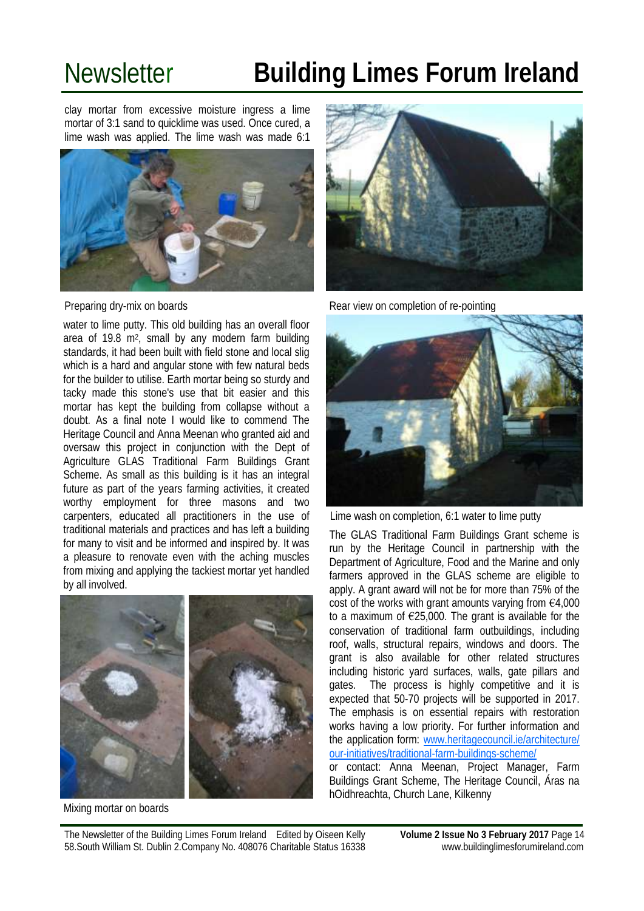clay mortar from excessive moisture ingress a lime mortar of 3:1 sand to quicklime was used. Once cured, a lime wash was applied. The lime wash was made 6:1

Preparing dry-mix on boards

water to lime putty. This old building has an overall floor area of 19.8 m$^2$, small by any modern farm building standards, it had been built with field stone and local slig which is a hard and angular stone with few natural beds for the builder to utilise. Earth mortar being so sturdy and tacky made this stone's use that bit easier and this mortar has kept the building from collapse without a doubt. As a final note I would like to commend The Heritage Council and Anna Meenan who granted aid and oversaw this project in conjunction with the Dept of Agriculture GLAS Traditional Farm Buildings Grant Scheme. As small as this building is it has an integral future as part of the years farming activities, it created worthy employment for three masons and two carpenters, educated all practitioners in the use of traditional materials and practices and has left a building for many to visit and be informed and inspired by. It was a pleasure to renovate even with the aching muscles from mixing and applying the tackiest mortar yet handled by all involved.

Mixing mortar on boards

Rear view on completion of re-pointing

Lime wash on completion, 6:1 water to lime putty

The GLAS Traditional Farm Buildings Grant scheme is run by the Heritage Council in partnership with the Department of Agriculture, Food and the Marine and only farmers approved in the GLAS scheme are eligible to apply. A grant award will not be for more than 75% of the cost of the works with grant amounts varying from €4,000 to a maximum of €25,000. The grant is available for the conservation of traditional farm outbuildings, including roof, walls, structural repairs, windows and doors. The grant is also available for other related structures including historic yard surfaces, walls, gate pillars and gates. The process is highly competitive and it is expected that 50-70 projects will be supported in 2017. The emphasis is on essential repairs with restoration works having a low priority. For further information and the application form: [www.heritagecouncil.ie/architecture/our-initiatives/traditional-farm-buildings-scheme/](www.heritagecouncil.ie/architecture/our-initiatives/traditional-farm-buildings-scheme/)

or contact: Anna Meenan, Project Manager, Farm Buildings Grant Scheme, The Heritage Council, Áras na hOidhreachta, Church Lane, Kilkenny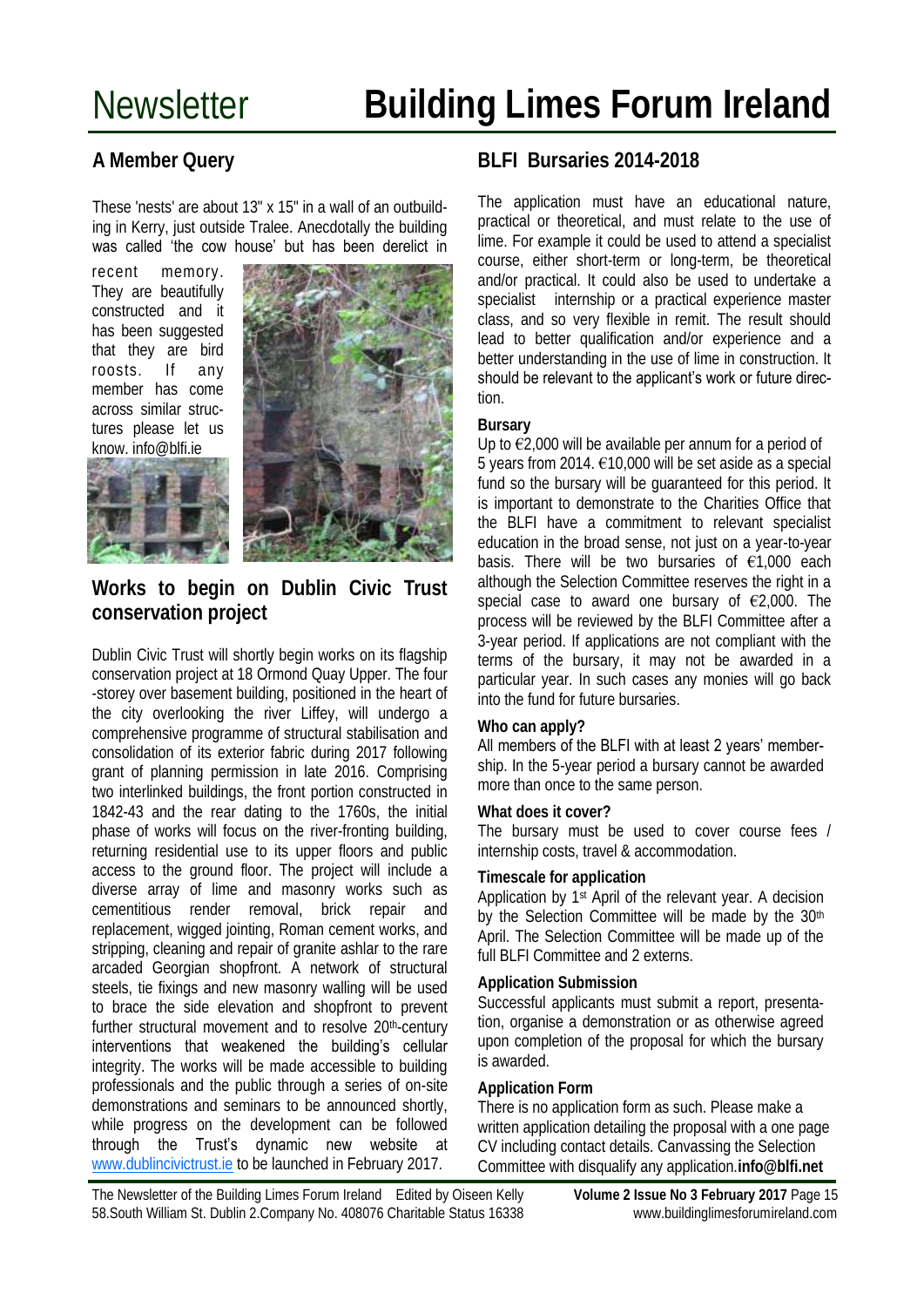## A Member Query

These 'nests' are about 13" x 15" in a wall of an outbuilding in Kerry, just outside Tralee. Anecdotally the building was called 'the cow house' but has been derelict in recent memory. They are beautifully constructed and it has been suggested that they are bird roosts. If any member has come across similar structures please let us know. info@blfi.ie

## Works to begin on Dublin Civic Trust conservation project

Dublin Civic Trust will shortly begin works on its flagship conservation project at 18 Ormond Quay Upper. The four -storey over basement building, positioned in the heart of the city overlooking the river Liffey, will undergo a comprehensive programme of structural stabilisation and consolidation of its exterior fabric during 2017 following grant of planning permission in late 2016. Comprising two interlinked buildings, the front portion constructed in 1842-43 and the rear dating to the 1760s, the initial phase of works will focus on the river-fronting building, returning residential use to its upper floors and public access to the ground floor. The project will include a diverse array of lime and masonry works such as cementitious render removal, brick repair and replacement, wigged jointing, Roman cement works, and stripping, cleaning and repair of granite ashlar to the rare arcaded Georgian shopfront. A network of structural steels, tie fixings and new masonry walling will be used to brace the side elevation and shopfront to prevent further structural movement and to resolve 20th-century interventions that weakened the building's cellular integrity. The works will be made accessible to building professionals and the public through a series of on-site demonstrations and seminars to be announced shortly, while progress on the development can be followed through the Trust's dynamic new website at www.dublincivictrust.ie to be launched in February 2017.

## BLFI Bursaries 2014-2018

The application must have an educational nature, practical or theoretical, and must relate to the use of lime. For example it could be used to attend a specialist course, either short-term or long-term, be theoretical and/or practical. It could also be used to undertake a specialist internship or a practical experience master class, and so very flexible in remit. The result should lead to better qualification and/or experience and a better understanding in the use of lime in construction. It should be relevant to the applicant's work or future direction.

**Bursary**
Up to €2,000 will be available per annum for a period of 5 years from 2014. €10,000 will be set aside as a special fund so the bursary will be guaranteed for this period. It is important to demonstrate to the Charities Office that the BLFI have a commitment to relevant specialist education in the broad sense, not just on a year-to-year basis. There will be two bursaries of €1,000 each although the Selection Committee reserves the right in a special case to award one bursary of €2,000. The process will be reviewed by the BLFI Committee after a 3-year period. If applications are not compliant with the terms of the bursary, it may not be awarded in a particular year. In such cases any monies will go back into the fund for future bursaries.

**Who can apply?**
All members of the BLFI with at least 2 years' membership. In the 5-year period a bursary cannot be awarded more than once to the same person.

**What does it cover?**
The bursary must be used to cover course fees / internship costs, travel & accommodation.

**Timescale for application**
Application by 1st April of the relevant year. A decision by the Selection Committee will be made by the 30th April. The Selection Committee will be made up of the full BLFI Committee and 2 externs.

**Application Submission**
Successful applicants must submit a report, presentation, organise a demonstration or as otherwise agreed upon completion of the proposal for which the bursary is awarded.

**Application Form**
There is no application form as such. Please make a written application detailing the proposal with a one page CV including contact details. Canvassing the Selection Committee with disqualify any application.**info@blfi.net**

The Newsletter of the Building Limes Forum Ireland Edited by Oiseen Kelly
58.South William St. Dublin 2.Company No. 408076 Charitable Status 16338
www.buildinglimesforumireland.com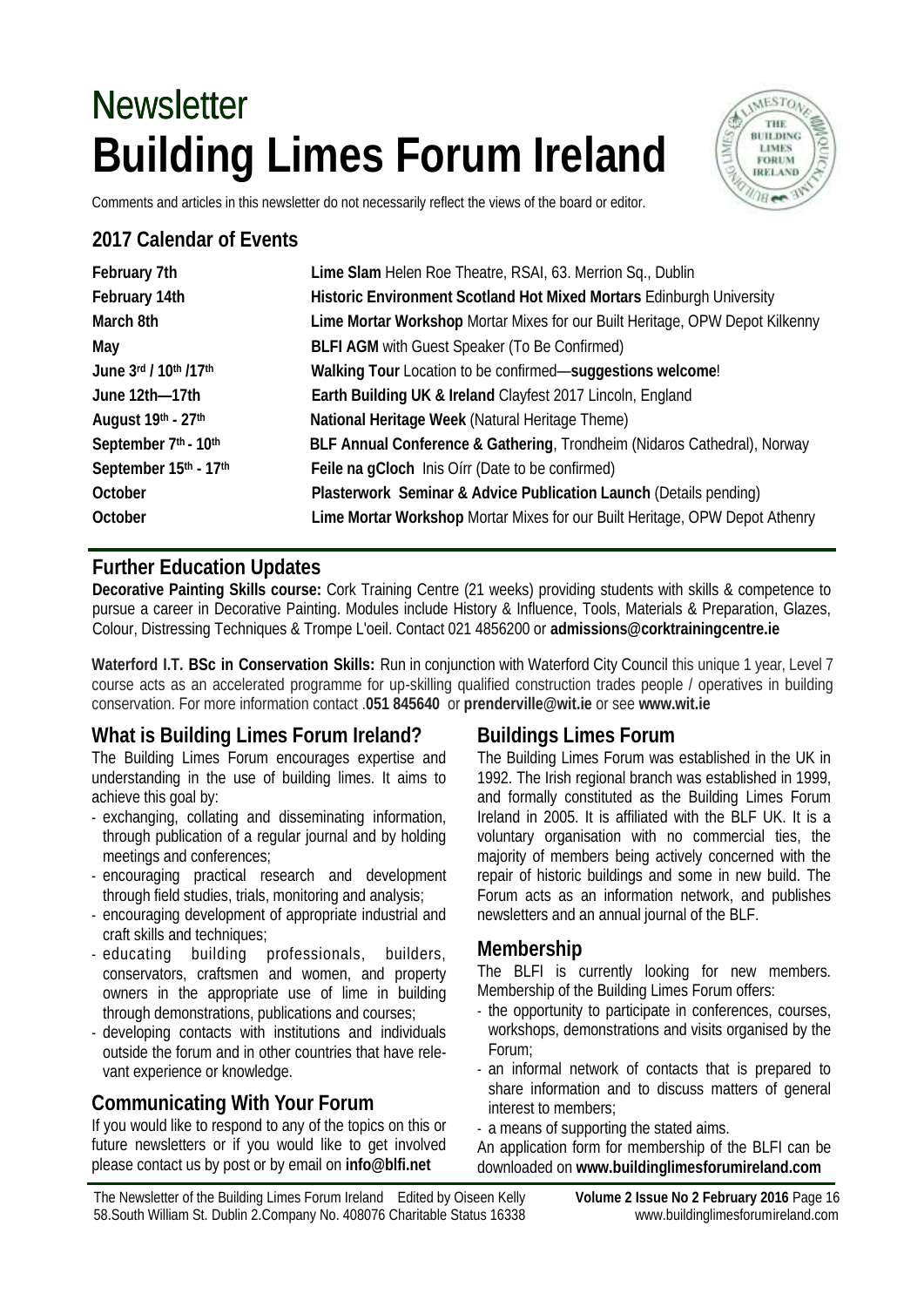# Newsletter
# Building Limes Forum Ireland

Comments and articles in this newsletter do not necessarily reflect the views of the board or editor.

## 2017 Calendar of Events

| | |
|---|---|
| **February 7th** | **Lime Slam** Helen Roe Theatre, RSAI, 63. Merrion Sq., Dublin |
| **February 14th** | **Historic Environment Scotland Hot Mixed Mortars** Edinburgh University |
| **March 8th** | **Lime Mortar Workshop** Mortar Mixes for our Built Heritage, OPW Depot Kilkenny |
| **May** | **BLFI AGM** with Guest Speaker (To Be Confirmed) |
| **June 3rd / 10th /17th** | **Walking Tour** Location to be confirmed—**suggestions welcome**! |
| **June 12th—17th** | **Earth Building UK & Ireland** Clayfest 2017 Lincoln, England |
| **August 19th - 27th** | **National Heritage Week** (Natural Heritage Theme) |
| **September 7th - 10th** | **BLF Annual Conference & Gathering**, Trondheim (Nidaros Cathedral), Norway |
| **September 15th - 17th** | **Feile na gCloch** Inis Oírr (Date to be confirmed) |
| **October** | **Plasterwork Seminar & Advice Publication Launch** (Details pending) |
| **October** | **Lime Mortar Workshop** Mortar Mixes for our Built Heritage, OPW Depot Athenry |

## Further Education Updates

**Decorative Painting Skills course:** Cork Training Centre (21 weeks) providing students with skills & competence to pursue a career in Decorative Painting. Modules include History & Influence, Tools, Materials & Preparation, Glazes, Colour, Distressing Techniques & Trompe L'oeil. Contact 021 4856200 or **admissions@corktrainingcentre.ie**

**Waterford I.T. BSc in Conservation Skills:** Run in conjunction with Waterford City Council this unique 1 year, Level 7 course acts as an accelerated programme for up-skilling qualified construction trades people / operatives in building conservation. For more information contact .**051 845640** or **prenderville@wit.ie** or see **www.wit.ie**

## What is Building Limes Forum Ireland?

The Building Limes Forum encourages expertise and understanding in the use of building limes. It aims to achieve this goal by:

- exchanging, collating and disseminating information, through publication of a regular journal and by holding meetings and conferences;
- encouraging practical research and development through field studies, trials, monitoring and analysis;
- encouraging development of appropriate industrial and craft skills and techniques;
- educating building professionals, builders, conservators, craftsmen and women, and property owners in the appropriate use of lime in building through demonstrations, publications and courses;
- developing contacts with institutions and individuals outside the forum and in other countries that have relevant experience or knowledge.

## Communicating With Your Forum

If you would like to respond to any of the topics on this or future newsletters or if you would like to get involved please contact us by post or by email on **info@blfi.net**

## Buildings Limes Forum

The Building Limes Forum was established in the UK in 1992. The Irish regional branch was established in 1999, and formally constituted as the Building Limes Forum Ireland in 2005. It is affiliated with the BLF UK. It is a voluntary organisation with no commercial ties, the majority of members being actively concerned with the repair of historic buildings and some in new build. The Forum acts as an information network, and publishes newsletters and an annual journal of the BLF.

## Membership

The BLFI is currently looking for new members. Membership of the Building Limes Forum offers:

- the opportunity to participate in conferences, courses, workshops, demonstrations and visits organised by the Forum;
- an informal network of contacts that is prepared to share information and to discuss matters of general interest to members;
- a means of supporting the stated aims.

An application form for membership of the BLFI can be downloaded on **www.buildinglimesforumireland.com**

The Newsletter of the Building Limes Forum Ireland Edited by Oiseen Kelly
58.South William St. Dublin 2.Company No. 408076 Charitable Status 16338